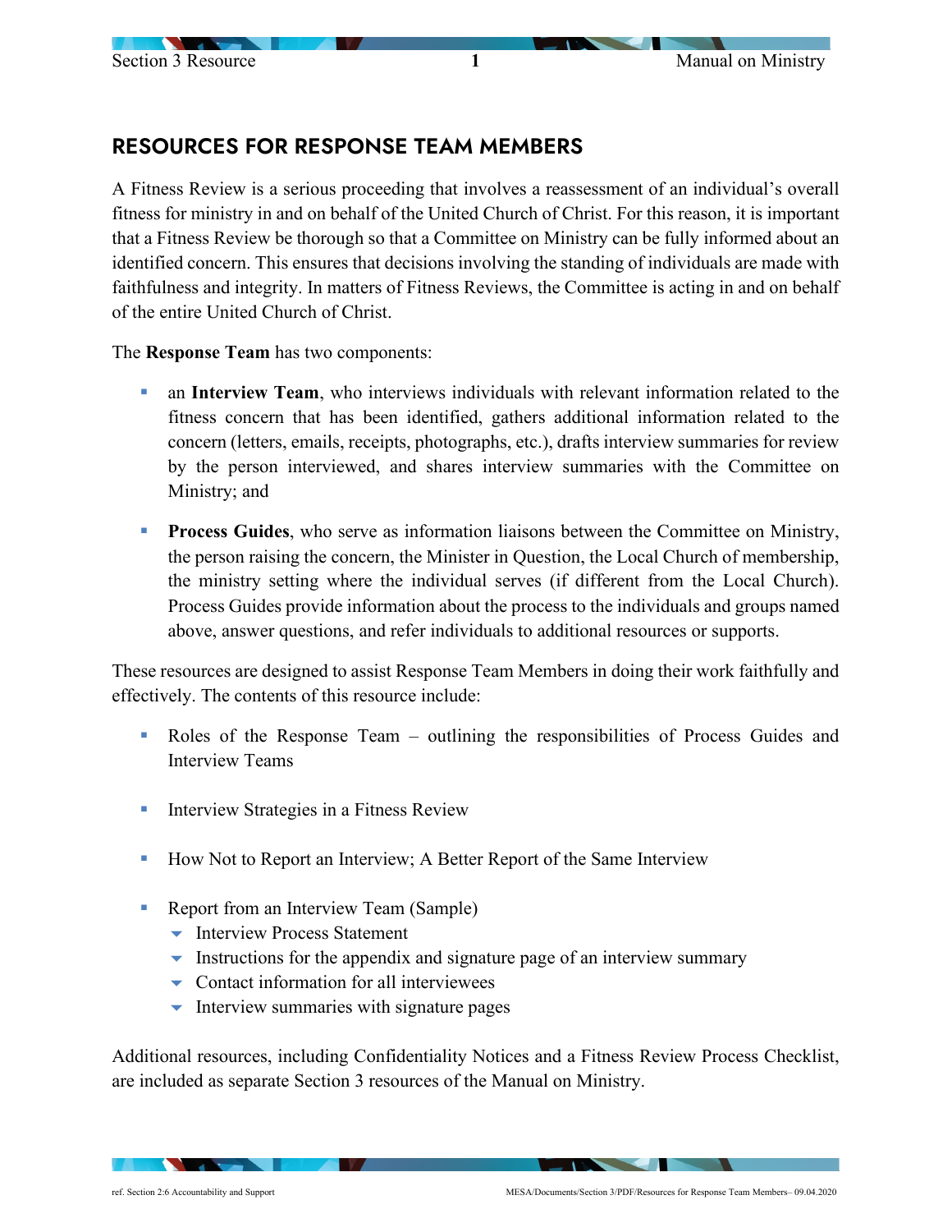# RESOURCES FOR RESPONSE TEAM MEMBERS

A Fitness Review is a serious proceeding that involves a reassessment of an individual's overall fitness for ministry in and on behalf of the United Church of Christ. For this reason, it is important that a Fitness Review be thorough so that a Committee on Ministry can be fully informed about an identified concern. This ensures that decisions involving the standing of individuals are made with faithfulness and integrity. In matters of Fitness Reviews, the Committee is acting in and on behalf of the entire United Church of Christ.

The **Response Team** has two components:

- an **Interview Team**, who interviews individuals with relevant information related to the fitness concern that has been identified, gathers additional information related to the concern (letters, emails, receipts, photographs, etc.), drafts interview summaries for review by the person interviewed, and shares interview summaries with the Committee on Ministry; and

- **Process Guides**, who serve as information liaisons between the Committee on Ministry, the person raising the concern, the Minister in Question, the Local Church of membership, the ministry setting where the individual serves (if different from the Local Church). Process Guides provide information about the process to the individuals and groups named above, answer questions, and refer individuals to additional resources or supports.

These resources are designed to assist Response Team Members in doing their work faithfully and effectively. The contents of this resource include:

- Roles of the Response Team – outlining the responsibilities of Process Guides and Interview Teams

- Interview Strategies in a Fitness Review

- How Not to Report an Interview; A Better Report of the Same Interview

- Report from an Interview Team (Sample)
  - Interview Process Statement
  - Instructions for the appendix and signature page of an interview summary
  - Contact information for all interviewees
  - Interview summaries with signature pages

Additional resources, including Confidentiality Notices and a Fitness Review Process Checklist, are included as separate Section 3 resources of the Manual on Ministry.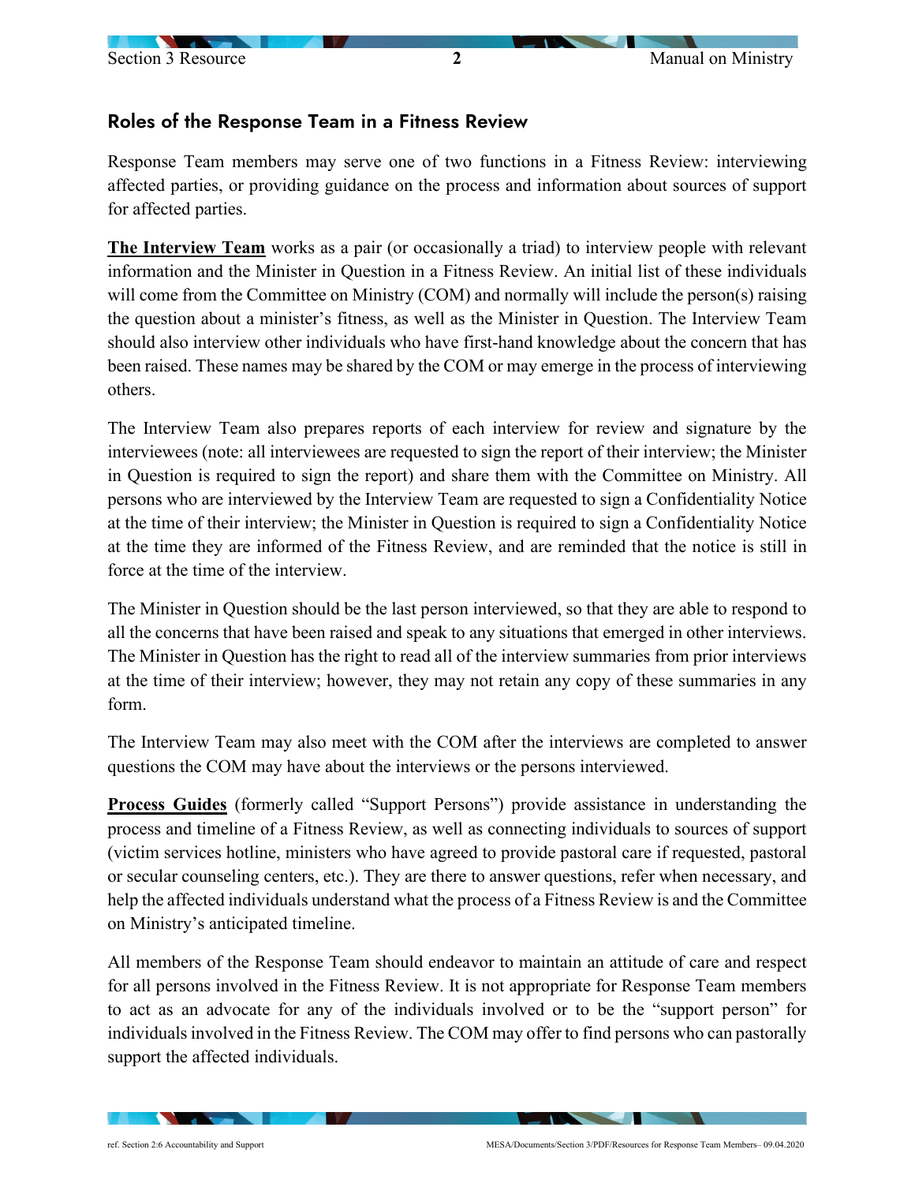## Roles of the Response Team in a Fitness Review

Response Team members may serve one of two functions in a Fitness Review: interviewing affected parties, or providing guidance on the process and information about sources of support for affected parties.

**The Interview Team** works as a pair (or occasionally a triad) to interview people with relevant information and the Minister in Question in a Fitness Review. An initial list of these individuals will come from the Committee on Ministry (COM) and normally will include the person(s) raising the question about a minister's fitness, as well as the Minister in Question. The Interview Team should also interview other individuals who have first-hand knowledge about the concern that has been raised. These names may be shared by the COM or may emerge in the process of interviewing others.

The Interview Team also prepares reports of each interview for review and signature by the interviewees (note: all interviewees are requested to sign the report of their interview; the Minister in Question is required to sign the report) and share them with the Committee on Ministry. All persons who are interviewed by the Interview Team are requested to sign a Confidentiality Notice at the time of their interview; the Minister in Question is required to sign a Confidentiality Notice at the time they are informed of the Fitness Review, and are reminded that the notice is still in force at the time of the interview.

The Minister in Question should be the last person interviewed, so that they are able to respond to all the concerns that have been raised and speak to any situations that emerged in other interviews. The Minister in Question has the right to read all of the interview summaries from prior interviews at the time of their interview; however, they may not retain any copy of these summaries in any form.

The Interview Team may also meet with the COM after the interviews are completed to answer questions the COM may have about the interviews or the persons interviewed.

**Process Guides** (formerly called "Support Persons") provide assistance in understanding the process and timeline of a Fitness Review, as well as connecting individuals to sources of support (victim services hotline, ministers who have agreed to provide pastoral care if requested, pastoral or secular counseling centers, etc.). They are there to answer questions, refer when necessary, and help the affected individuals understand what the process of a Fitness Review is and the Committee on Ministry's anticipated timeline.

All members of the Response Team should endeavor to maintain an attitude of care and respect for all persons involved in the Fitness Review. It is not appropriate for Response Team members to act as an advocate for any of the individuals involved or to be the "support person" for individuals involved in the Fitness Review. The COM may offer to find persons who can pastorally support the affected individuals.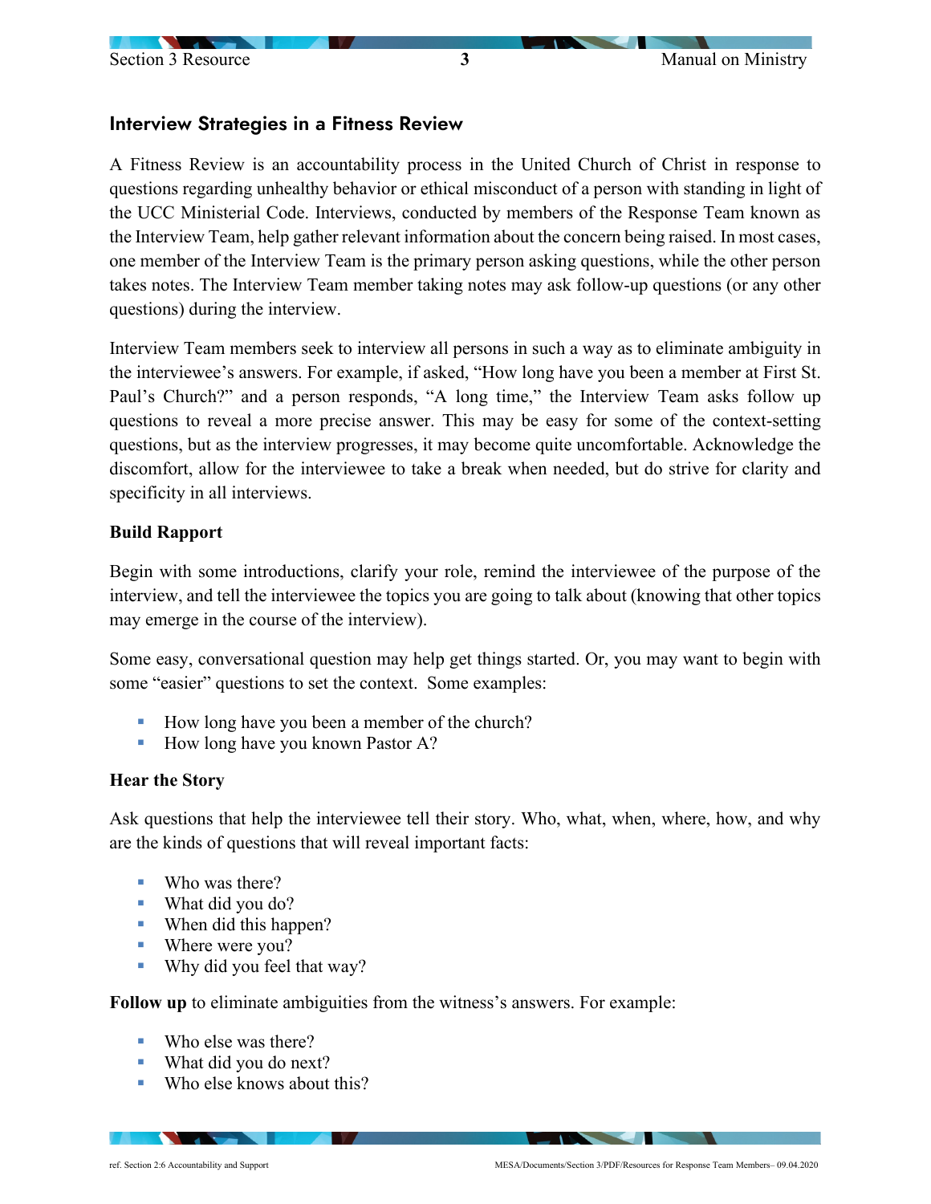## Interview Strategies in a Fitness Review

A Fitness Review is an accountability process in the United Church of Christ in response to questions regarding unhealthy behavior or ethical misconduct of a person with standing in light of the UCC Ministerial Code. Interviews, conducted by members of the Response Team known as the Interview Team, help gather relevant information about the concern being raised. In most cases, one member of the Interview Team is the primary person asking questions, while the other person takes notes. The Interview Team member taking notes may ask follow-up questions (or any other questions) during the interview.

Interview Team members seek to interview all persons in such a way as to eliminate ambiguity in the interviewee's answers. For example, if asked, "How long have you been a member at First St. Paul's Church?" and a person responds, "A long time," the Interview Team asks follow up questions to reveal a more precise answer. This may be easy for some of the context-setting questions, but as the interview progresses, it may become quite uncomfortable. Acknowledge the discomfort, allow for the interviewee to take a break when needed, but do strive for clarity and specificity in all interviews.

### Build Rapport

Begin with some introductions, clarify your role, remind the interviewee of the purpose of the interview, and tell the interviewee the topics you are going to talk about (knowing that other topics may emerge in the course of the interview).

Some easy, conversational question may help get things started. Or, you may want to begin with some "easier" questions to set the context. Some examples:

- How long have you been a member of the church?
- How long have you known Pastor A?

### Hear the Story

Ask questions that help the interviewee tell their story. Who, what, when, where, how, and why are the kinds of questions that will reveal important facts:

- Who was there?
- What did you do?
- When did this happen?
- Where were you?
- Why did you feel that way?

**Follow up** to eliminate ambiguities from the witness's answers. For example:

- Who else was there?
- What did you do next?
- Who else knows about this?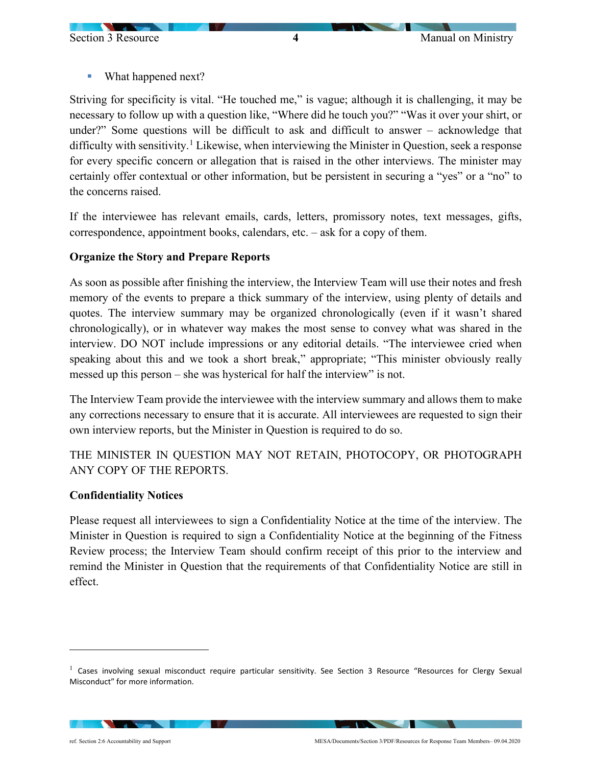- What happened next?

Striving for specificity is vital. “He touched me,” is vague; although it is challenging, it may be necessary to follow up with a question like, “Where did he touch you?” “Was it over your shirt, or under?” Some questions will be difficult to ask and difficult to answer – acknowledge that difficulty with sensitivity.[1] Likewise, when interviewing the Minister in Question, seek a response for every specific concern or allegation that is raised in the other interviews. The minister may certainly offer contextual or other information, but be persistent in securing a “yes” or a “no” to the concerns raised.

If the interviewee has relevant emails, cards, letters, promissory notes, text messages, gifts, correspondence, appointment books, calendars, etc. – ask for a copy of them.

**Organize the Story and Prepare Reports**

As soon as possible after finishing the interview, the Interview Team will use their notes and fresh memory of the events to prepare a thick summary of the interview, using plenty of details and quotes. The interview summary may be organized chronologically (even if it wasn’t shared chronologically), or in whatever way makes the most sense to convey what was shared in the interview. DO NOT include impressions or any editorial details. “The interviewee cried when speaking about this and we took a short break,” appropriate; “This minister obviously really messed up this person – she was hysterical for half the interview” is not.

The Interview Team provide the interviewee with the interview summary and allows them to make any corrections necessary to ensure that it is accurate. All interviewees are requested to sign their own interview reports, but the Minister in Question is required to do so.

THE MINISTER IN QUESTION MAY NOT RETAIN, PHOTOCOPY, OR PHOTOGRAPH ANY COPY OF THE REPORTS.

**Confidentiality Notices**

Please request all interviewees to sign a Confidentiality Notice at the time of the interview. The Minister in Question is required to sign a Confidentiality Notice at the beginning of the Fitness Review process; the Interview Team should confirm receipt of this prior to the interview and remind the Minister in Question that the requirements of that Confidentiality Notice are still in effect.

---

[1] Cases involving sexual misconduct require particular sensitivity. See Section 3 Resource “Resources for Clergy Sexual Misconduct” for more information.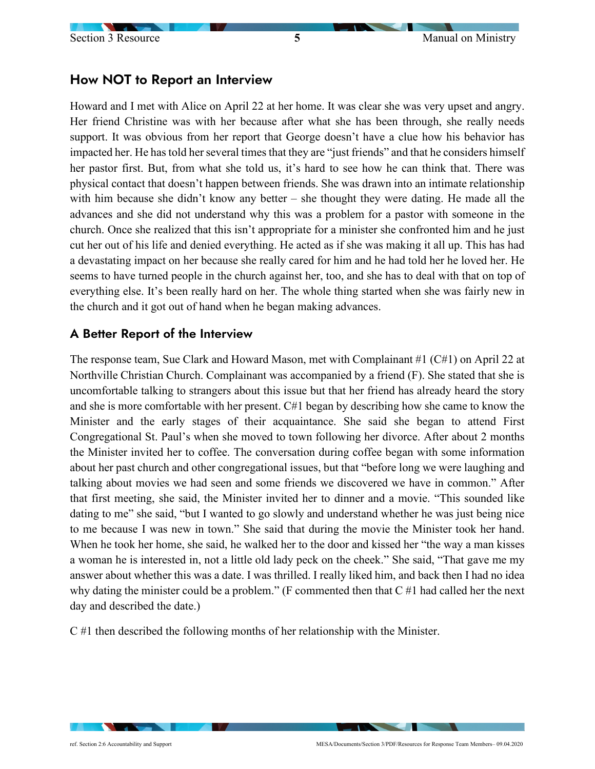## How NOT to Report an Interview

Howard and I met with Alice on April 22 at her home. It was clear she was very upset and angry. Her friend Christine was with her because after what she has been through, she really needs support. It was obvious from her report that George doesn't have a clue how his behavior has impacted her. He has told her several times that they are "just friends" and that he considers himself her pastor first. But, from what she told us, it's hard to see how he can think that. There was physical contact that doesn't happen between friends. She was drawn into an intimate relationship with him because she didn't know any better – she thought they were dating. He made all the advances and she did not understand why this was a problem for a pastor with someone in the church. Once she realized that this isn't appropriate for a minister she confronted him and he just cut her out of his life and denied everything. He acted as if she was making it all up. This has had a devastating impact on her because she really cared for him and he had told her he loved her. He seems to have turned people in the church against her, too, and she has to deal with that on top of everything else. It's been really hard on her. The whole thing started when she was fairly new in the church and it got out of hand when he began making advances.

## A Better Report of the Interview

The response team, Sue Clark and Howard Mason, met with Complainant #1 (C#1) on April 22 at Northville Christian Church. Complainant was accompanied by a friend (F). She stated that she is uncomfortable talking to strangers about this issue but that her friend has already heard the story and she is more comfortable with her present. C#1 began by describing how she came to know the Minister and the early stages of their acquaintance. She said she began to attend First Congregational St. Paul's when she moved to town following her divorce. After about 2 months the Minister invited her to coffee. The conversation during coffee began with some information about her past church and other congregational issues, but that "before long we were laughing and talking about movies we had seen and some friends we discovered we have in common." After that first meeting, she said, the Minister invited her to dinner and a movie. "This sounded like dating to me" she said, "but I wanted to go slowly and understand whether he was just being nice to me because I was new in town." She said that during the movie the Minister took her hand. When he took her home, she said, he walked her to the door and kissed her "the way a man kisses a woman he is interested in, not a little old lady peck on the cheek." She said, "That gave me my answer about whether this was a date. I was thrilled. I really liked him, and back then I had no idea why dating the minister could be a problem." (F commented then that C #1 had called her the next day and described the date.)

C #1 then described the following months of her relationship with the Minister.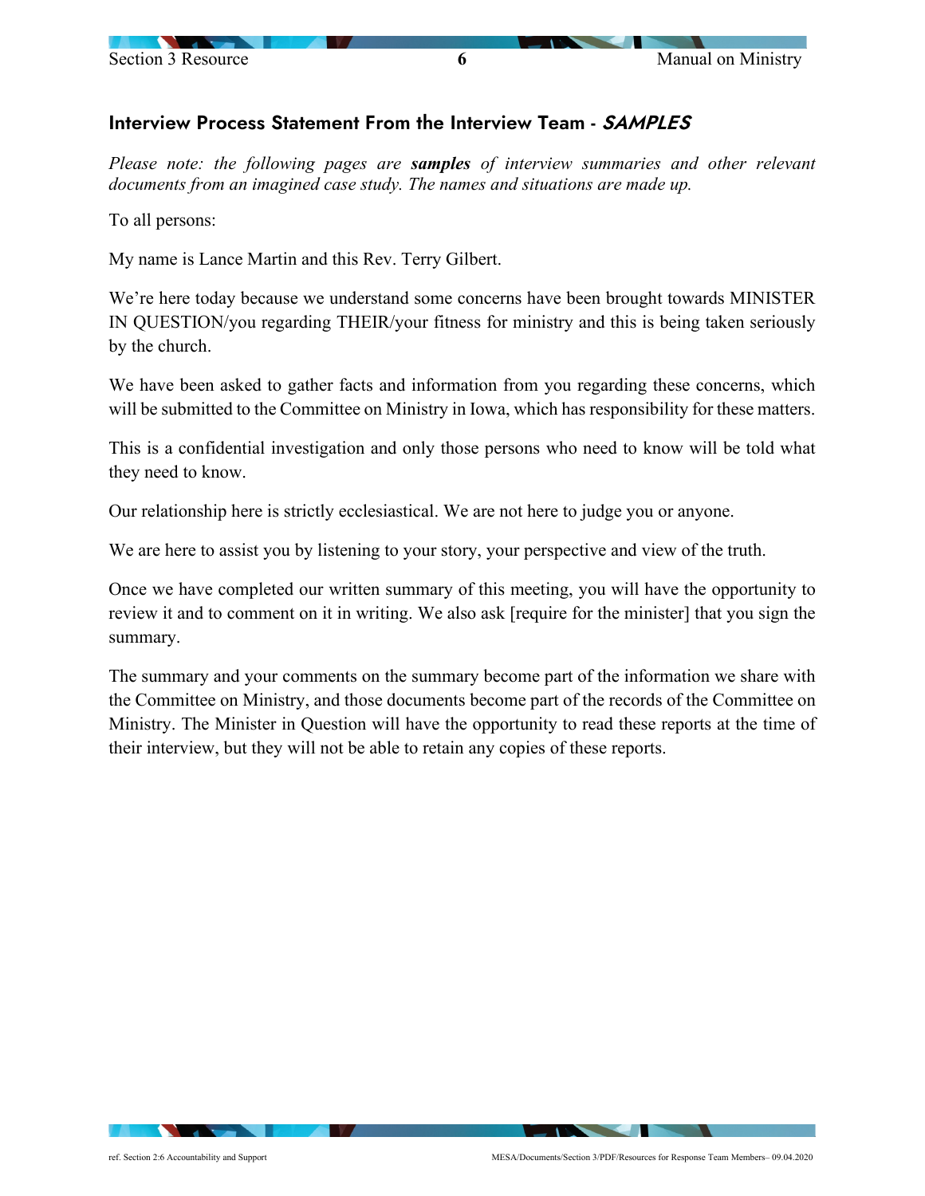## Interview Process Statement From the Interview Team - ***SAMPLES***

*Please note: the following pages are **samples** of interview summaries and other relevant documents from an imagined case study. The names and situations are made up.*

To all persons:

My name is Lance Martin and this Rev. Terry Gilbert.

We're here today because we understand some concerns have been brought towards MINISTER IN QUESTION/you regarding THEIR/your fitness for ministry and this is being taken seriously by the church.

We have been asked to gather facts and information from you regarding these concerns, which will be submitted to the Committee on Ministry in Iowa, which has responsibility for these matters.

This is a confidential investigation and only those persons who need to know will be told what they need to know.

Our relationship here is strictly ecclesiastical. We are not here to judge you or anyone.

We are here to assist you by listening to your story, your perspective and view of the truth.

Once we have completed our written summary of this meeting, you will have the opportunity to review it and to comment on it in writing. We also ask [require for the minister] that you sign the summary.

The summary and your comments on the summary become part of the information we share with the Committee on Ministry, and those documents become part of the records of the Committee on Ministry. The Minister in Question will have the opportunity to read these reports at the time of their interview, but they will not be able to retain any copies of these reports.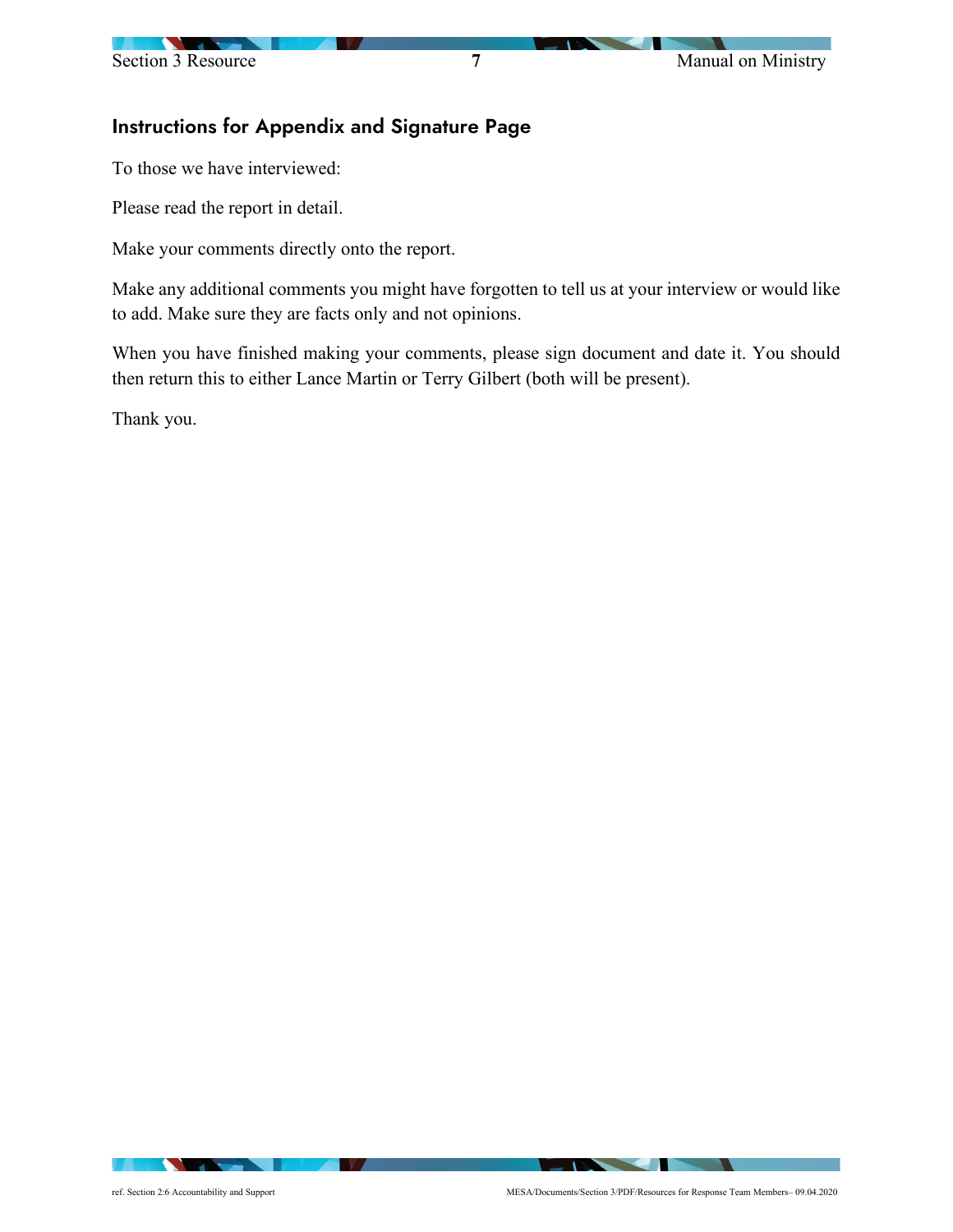## Instructions for Appendix and Signature Page

To those we have interviewed:

Please read the report in detail.

Make your comments directly onto the report.

Make any additional comments you might have forgotten to tell us at your interview or would like to add. Make sure they are facts only and not opinions.

When you have finished making your comments, please sign document and date it. You should then return this to either Lance Martin or Terry Gilbert (both will be present).

Thank you.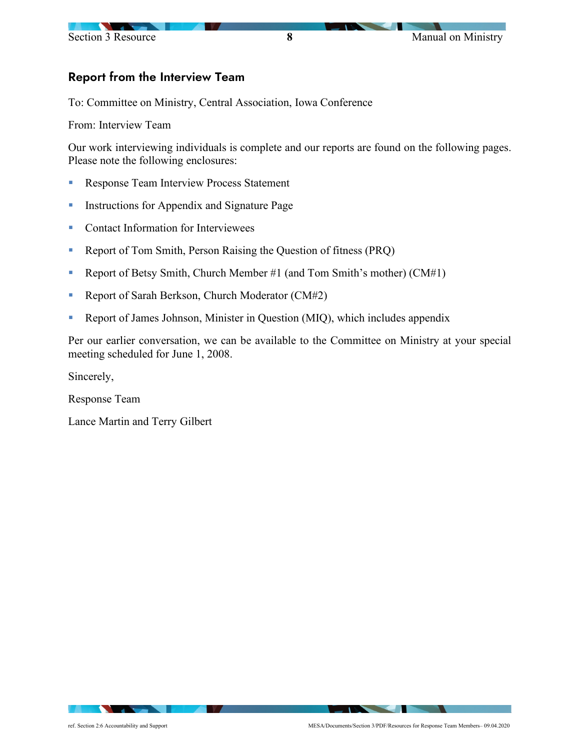## Report from the Interview Team

To: Committee on Ministry, Central Association, Iowa Conference

From: Interview Team

Our work interviewing individuals is complete and our reports are found on the following pages. Please note the following enclosures:

- Response Team Interview Process Statement
- Instructions for Appendix and Signature Page
- Contact Information for Interviewees
- Report of Tom Smith, Person Raising the Question of fitness (PRQ)
- Report of Betsy Smith, Church Member #1 (and Tom Smith's mother) (CM#1)
- Report of Sarah Berkson, Church Moderator (CM#2)
- Report of James Johnson, Minister in Question (MIQ), which includes appendix

Per our earlier conversation, we can be available to the Committee on Ministry at your special meeting scheduled for June 1, 2008.

Sincerely,

Response Team

Lance Martin and Terry Gilbert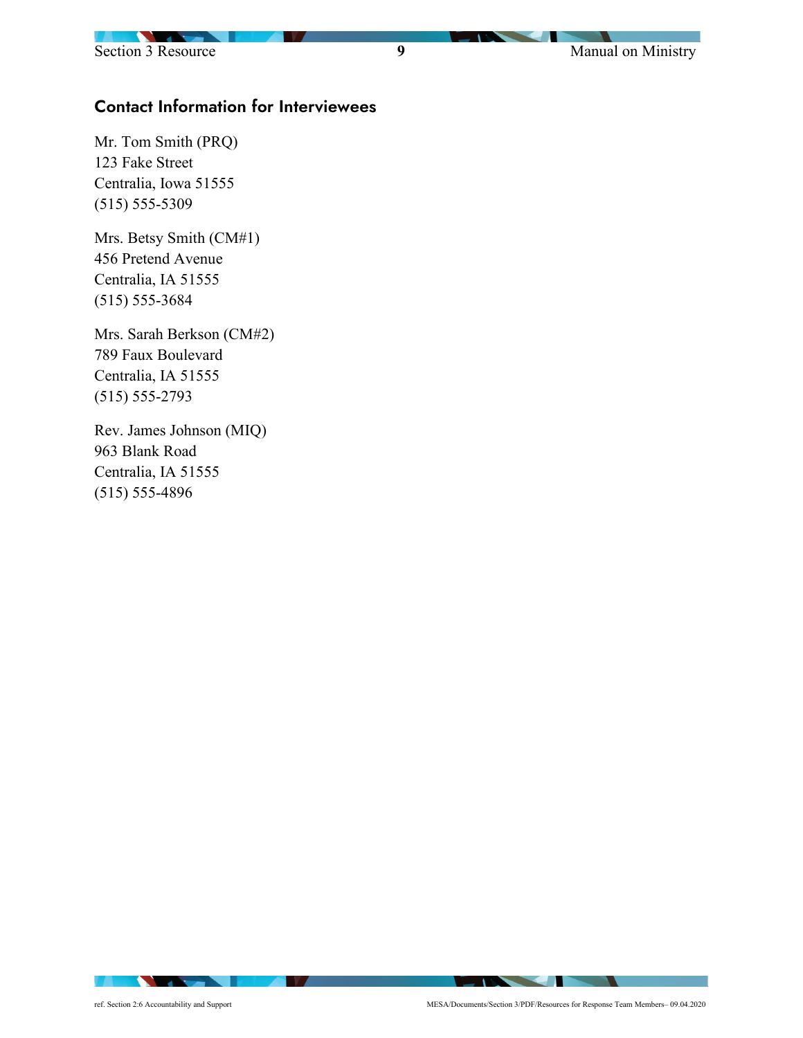## Contact Information for Interviewees

Mr. Tom Smith (PRQ)
123 Fake Street
Centralia, Iowa 51555
(515) 555-5309

Mrs. Betsy Smith (CM#1)
456 Pretend Avenue
Centralia, IA 51555
(515) 555-3684

Mrs. Sarah Berkson (CM#2)
789 Faux Boulevard
Centralia, IA 51555
(515) 555-2793

Rev. James Johnson (MIQ)
963 Blank Road
Centralia, IA 51555
(515) 555-4896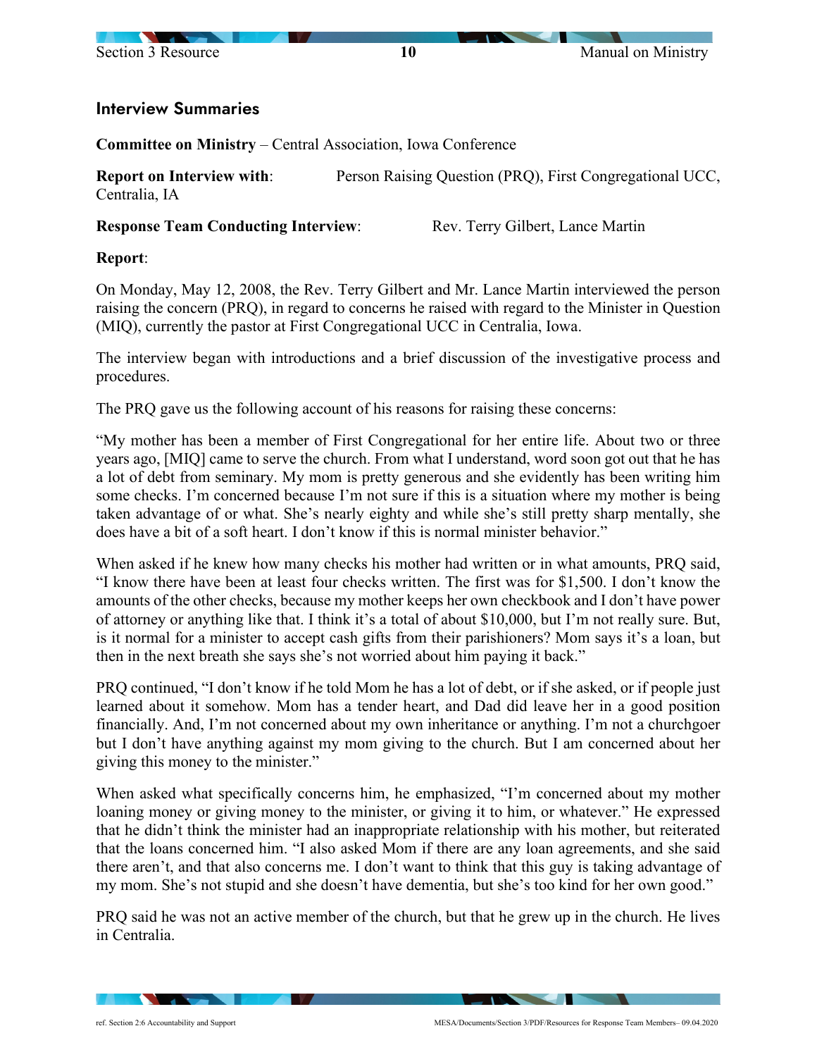## Interview Summaries

**Committee on Ministry** – Central Association, Iowa Conference

**Report on Interview with**: Person Raising Question (PRQ), First Congregational UCC, Centralia, IA

**Response Team Conducting Interview**: Rev. Terry Gilbert, Lance Martin

**Report**:

On Monday, May 12, 2008, the Rev. Terry Gilbert and Mr. Lance Martin interviewed the person raising the concern (PRQ), in regard to concerns he raised with regard to the Minister in Question (MIQ), currently the pastor at First Congregational UCC in Centralia, Iowa.

The interview began with introductions and a brief discussion of the investigative process and procedures.

The PRQ gave us the following account of his reasons for raising these concerns:

"My mother has been a member of First Congregational for her entire life. About two or three years ago, [MIQ] came to serve the church. From what I understand, word soon got out that he has a lot of debt from seminary. My mom is pretty generous and she evidently has been writing him some checks. I'm concerned because I'm not sure if this is a situation where my mother is being taken advantage of or what. She's nearly eighty and while she's still pretty sharp mentally, she does have a bit of a soft heart. I don't know if this is normal minister behavior."

When asked if he knew how many checks his mother had written or in what amounts, PRQ said, "I know there have been at least four checks written. The first was for $1,500. I don't know the amounts of the other checks, because my mother keeps her own checkbook and I don't have power of attorney or anything like that. I think it's a total of about $10,000, but I'm not really sure. But, is it normal for a minister to accept cash gifts from their parishioners? Mom says it's a loan, but then in the next breath she says she's not worried about him paying it back."

PRQ continued, "I don't know if he told Mom he has a lot of debt, or if she asked, or if people just learned about it somehow. Mom has a tender heart, and Dad did leave her in a good position financially. And, I'm not concerned about my own inheritance or anything. I'm not a churchgoer but I don't have anything against my mom giving to the church. But I am concerned about her giving this money to the minister."

When asked what specifically concerns him, he emphasized, "I'm concerned about my mother loaning money or giving money to the minister, or giving it to him, or whatever." He expressed that he didn't think the minister had an inappropriate relationship with his mother, but reiterated that the loans concerned him. "I also asked Mom if there are any loan agreements, and she said there aren't, and that also concerns me. I don't want to think that this guy is taking advantage of my mom. She's not stupid and she doesn't have dementia, but she's too kind for her own good."

PRQ said he was not an active member of the church, but that he grew up in the church. He lives in Centralia.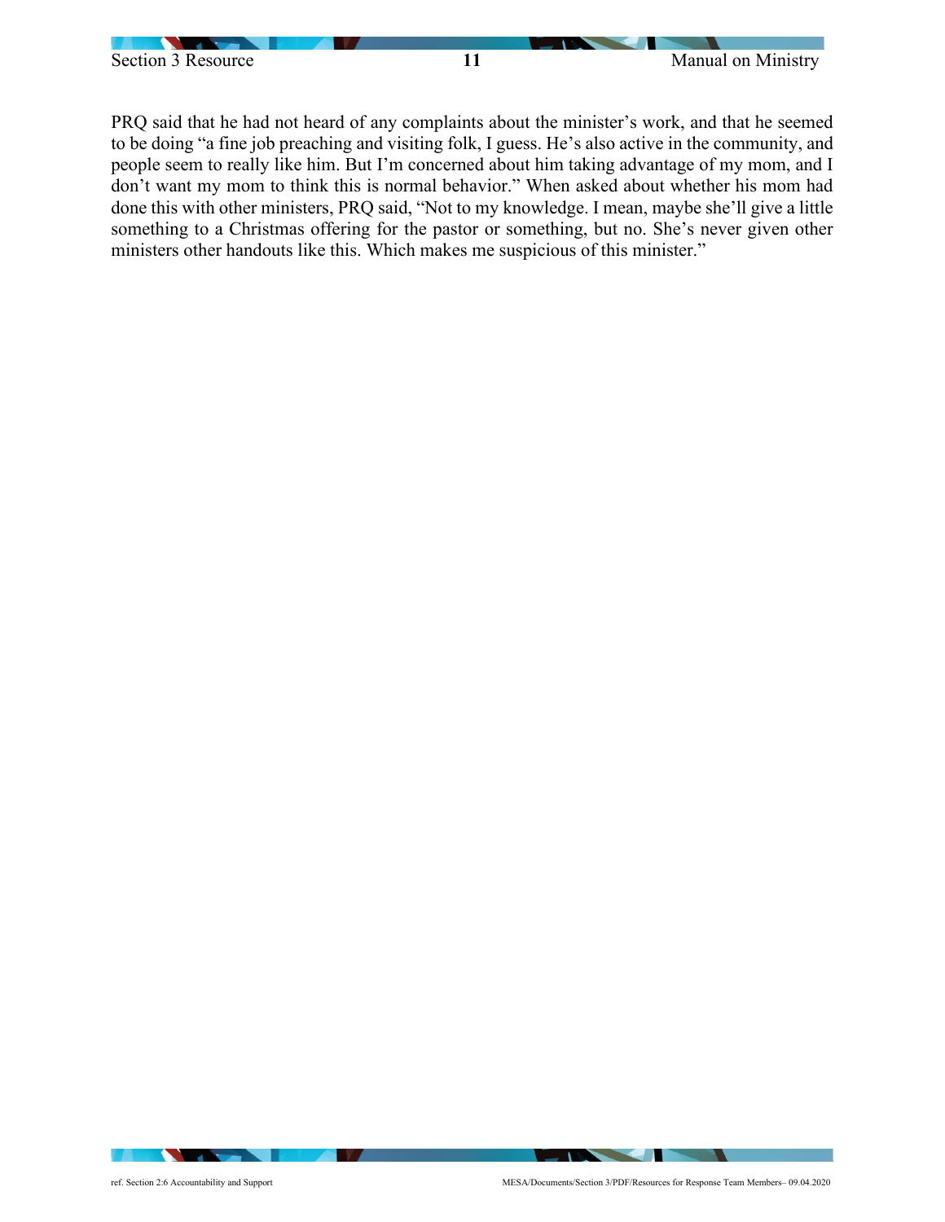PRQ said that he had not heard of any complaints about the minister's work, and that he seemed to be doing "a fine job preaching and visiting folk, I guess. He's also active in the community, and people seem to really like him. But I'm concerned about him taking advantage of my mom, and I don't want my mom to think this is normal behavior." When asked about whether his mom had done this with other ministers, PRQ said, "Not to my knowledge. I mean, maybe she'll give a little something to a Christmas offering for the pastor or something, but no. She's never given other ministers other handouts like this. Which makes me suspicious of this minister."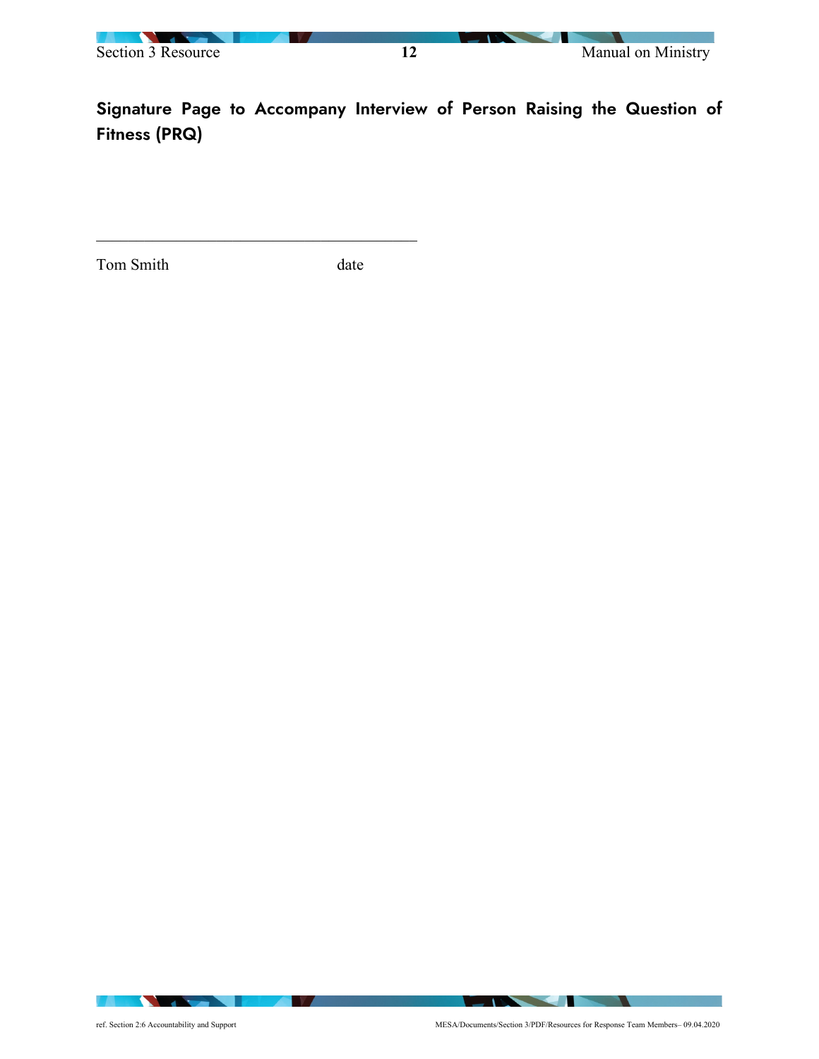## Signature Page to Accompany Interview of Person Raising the Question of Fitness (PRQ)

\_\_\_\_\_\_\_\_\_\_\_\_\_\_\_\_\_\_\_\_\_\_\_\_\_\_\_\_\_\_\_\_\_\_\_\_\_\_\_\_\_\_\_\_

Tom Smith                                        date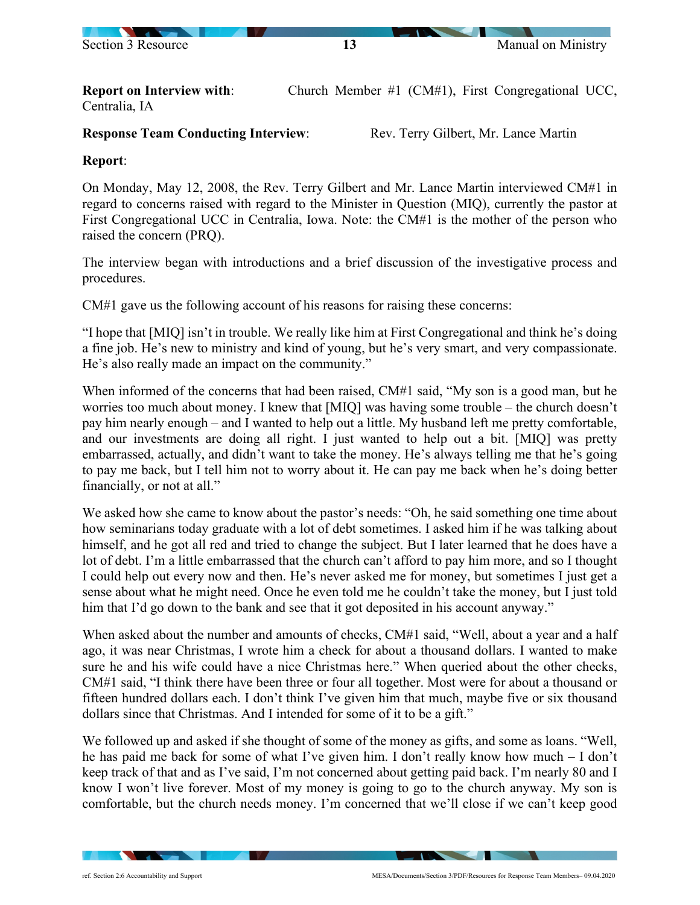**Report on Interview with**: Church Member #1 (CM#1), First Congregational UCC, Centralia, IA

**Response Team Conducting Interview**: Rev. Terry Gilbert, Mr. Lance Martin

**Report**:

On Monday, May 12, 2008, the Rev. Terry Gilbert and Mr. Lance Martin interviewed CM#1 in regard to concerns raised with regard to the Minister in Question (MIQ), currently the pastor at First Congregational UCC in Centralia, Iowa. Note: the CM#1 is the mother of the person who raised the concern (PRQ).

The interview began with introductions and a brief discussion of the investigative process and procedures.

CM#1 gave us the following account of his reasons for raising these concerns:

"I hope that [MIQ] isn't in trouble. We really like him at First Congregational and think he's doing a fine job. He's new to ministry and kind of young, but he's very smart, and very compassionate. He's also really made an impact on the community."

When informed of the concerns that had been raised, CM#1 said, "My son is a good man, but he worries too much about money. I knew that [MIQ] was having some trouble – the church doesn't pay him nearly enough – and I wanted to help out a little. My husband left me pretty comfortable, and our investments are doing all right. I just wanted to help out a bit. [MIQ] was pretty embarrassed, actually, and didn't want to take the money. He's always telling me that he's going to pay me back, but I tell him not to worry about it. He can pay me back when he's doing better financially, or not at all."

We asked how she came to know about the pastor's needs: "Oh, he said something one time about how seminarians today graduate with a lot of debt sometimes. I asked him if he was talking about himself, and he got all red and tried to change the subject. But I later learned that he does have a lot of debt. I'm a little embarrassed that the church can't afford to pay him more, and so I thought I could help out every now and then. He's never asked me for money, but sometimes I just get a sense about what he might need. Once he even told me he couldn't take the money, but I just told him that I'd go down to the bank and see that it got deposited in his account anyway."

When asked about the number and amounts of checks, CM#1 said, "Well, about a year and a half ago, it was near Christmas, I wrote him a check for about a thousand dollars. I wanted to make sure he and his wife could have a nice Christmas here." When queried about the other checks, CM#1 said, "I think there have been three or four all together. Most were for about a thousand or fifteen hundred dollars each. I don't think I've given him that much, maybe five or six thousand dollars since that Christmas. And I intended for some of it to be a gift."

We followed up and asked if she thought of some of the money as gifts, and some as loans. "Well, he has paid me back for some of what I've given him. I don't really know how much – I don't keep track of that and as I've said, I'm not concerned about getting paid back. I'm nearly 80 and I know I won't live forever. Most of my money is going to go to the church anyway. My son is comfortable, but the church needs money. I'm concerned that we'll close if we can't keep good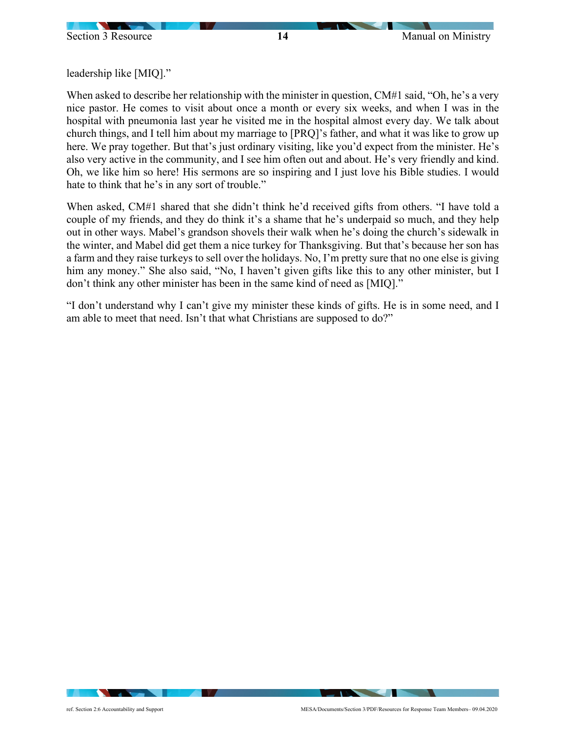leadership like [MIQ]."

When asked to describe her relationship with the minister in question, CM#1 said, "Oh, he's a very nice pastor. He comes to visit about once a month or every six weeks, and when I was in the hospital with pneumonia last year he visited me in the hospital almost every day. We talk about church things, and I tell him about my marriage to [PRQ]'s father, and what it was like to grow up here. We pray together. But that's just ordinary visiting, like you'd expect from the minister. He's also very active in the community, and I see him often out and about. He's very friendly and kind. Oh, we like him so here! His sermons are so inspiring and I just love his Bible studies. I would hate to think that he's in any sort of trouble."

When asked, CM#1 shared that she didn't think he'd received gifts from others. "I have told a couple of my friends, and they do think it's a shame that he's underpaid so much, and they help out in other ways. Mabel's grandson shovels their walk when he's doing the church's sidewalk in the winter, and Mabel did get them a nice turkey for Thanksgiving. But that's because her son has a farm and they raise turkeys to sell over the holidays. No, I'm pretty sure that no one else is giving him any money." She also said, "No, I haven't given gifts like this to any other minister, but I don't think any other minister has been in the same kind of need as [MIQ]."

"I don't understand why I can't give my minister these kinds of gifts. He is in some need, and I am able to meet that need. Isn't that what Christians are supposed to do?"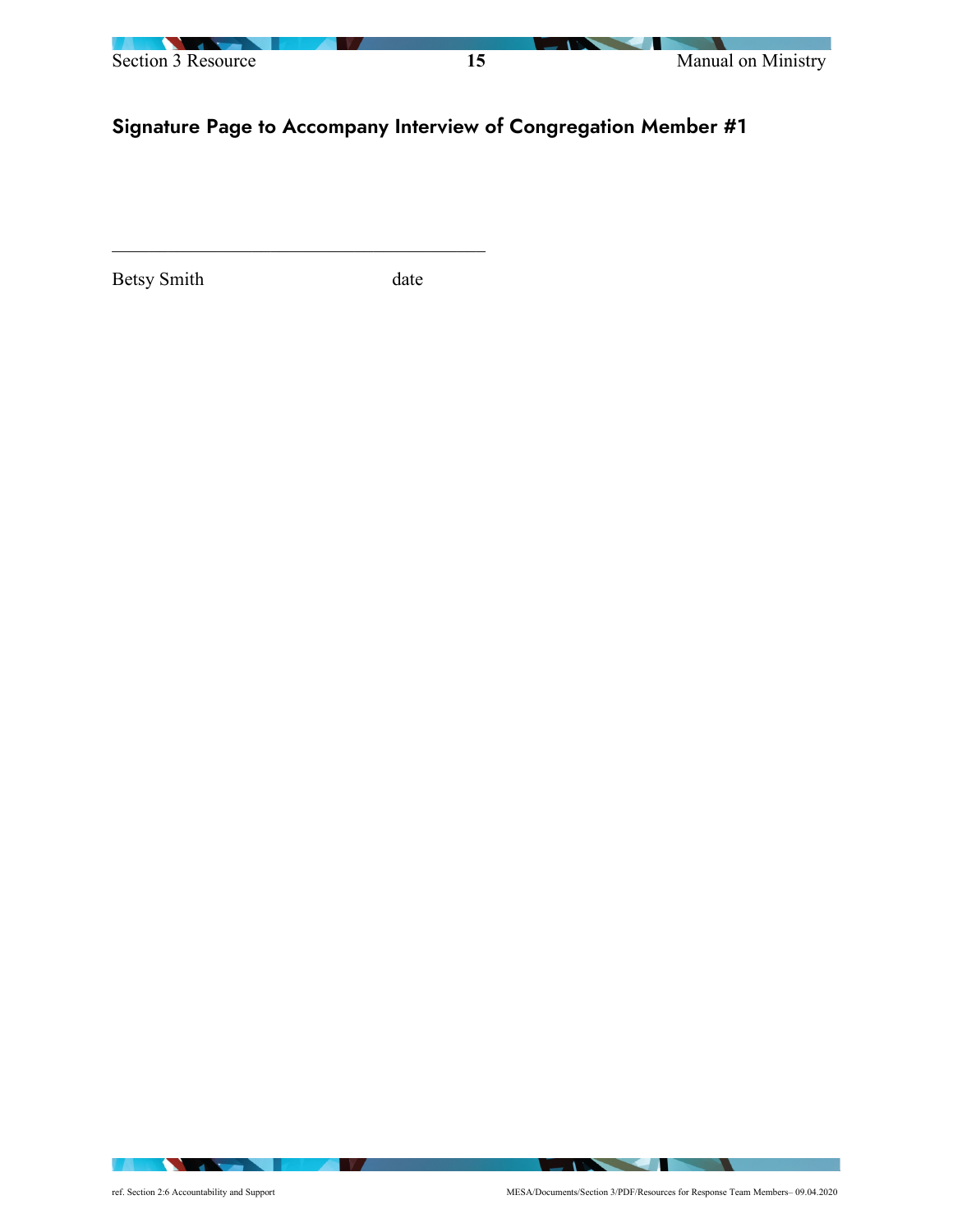## Signature Page to Accompany Interview of Congregation Member #1

_____________________________________________

Betsy Smith                                        date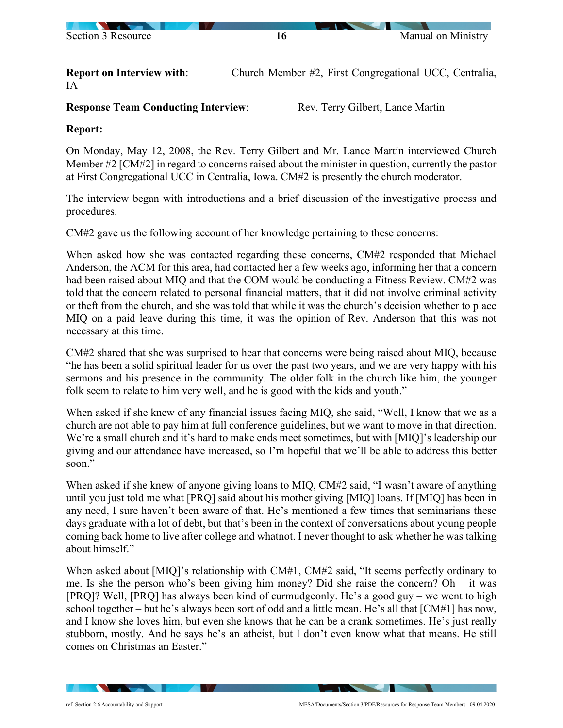**Report on Interview with**: Church Member #2, First Congregational UCC, Centralia, IA

**Response Team Conducting Interview**: Rev. Terry Gilbert, Lance Martin

**Report:**

On Monday, May 12, 2008, the Rev. Terry Gilbert and Mr. Lance Martin interviewed Church Member #2 [CM#2] in regard to concerns raised about the minister in question, currently the pastor at First Congregational UCC in Centralia, Iowa. CM#2 is presently the church moderator.

The interview began with introductions and a brief discussion of the investigative process and procedures.

CM#2 gave us the following account of her knowledge pertaining to these concerns:

When asked how she was contacted regarding these concerns, CM#2 responded that Michael Anderson, the ACM for this area, had contacted her a few weeks ago, informing her that a concern had been raised about MIQ and that the COM would be conducting a Fitness Review. CM#2 was told that the concern related to personal financial matters, that it did not involve criminal activity or theft from the church, and she was told that while it was the church's decision whether to place MIQ on a paid leave during this time, it was the opinion of Rev. Anderson that this was not necessary at this time.

CM#2 shared that she was surprised to hear that concerns were being raised about MIQ, because "he has been a solid spiritual leader for us over the past two years, and we are very happy with his sermons and his presence in the community. The older folk in the church like him, the younger folk seem to relate to him very well, and he is good with the kids and youth."

When asked if she knew of any financial issues facing MIQ, she said, "Well, I know that we as a church are not able to pay him at full conference guidelines, but we want to move in that direction. We're a small church and it's hard to make ends meet sometimes, but with [MIQ]'s leadership our giving and our attendance have increased, so I'm hopeful that we'll be able to address this better soon."

When asked if she knew of anyone giving loans to MIQ, CM#2 said, "I wasn't aware of anything until you just told me what [PRQ] said about his mother giving [MIQ] loans. If [MIQ] has been in any need, I sure haven't been aware of that. He's mentioned a few times that seminarians these days graduate with a lot of debt, but that's been in the context of conversations about young people coming back home to live after college and whatnot. I never thought to ask whether he was talking about himself."

When asked about [MIQ]'s relationship with CM#1, CM#2 said, "It seems perfectly ordinary to me. Is she the person who's been giving him money? Did she raise the concern? Oh – it was [PRQ]? Well, [PRQ] has always been kind of curmudgeonly. He's a good guy – we went to high school together – but he's always been sort of odd and a little mean. He's all that [CM#1] has now, and I know she loves him, but even she knows that he can be a crank sometimes. He's just really stubborn, mostly. And he says he's an atheist, but I don't even know what that means. He still comes on Christmas an Easter."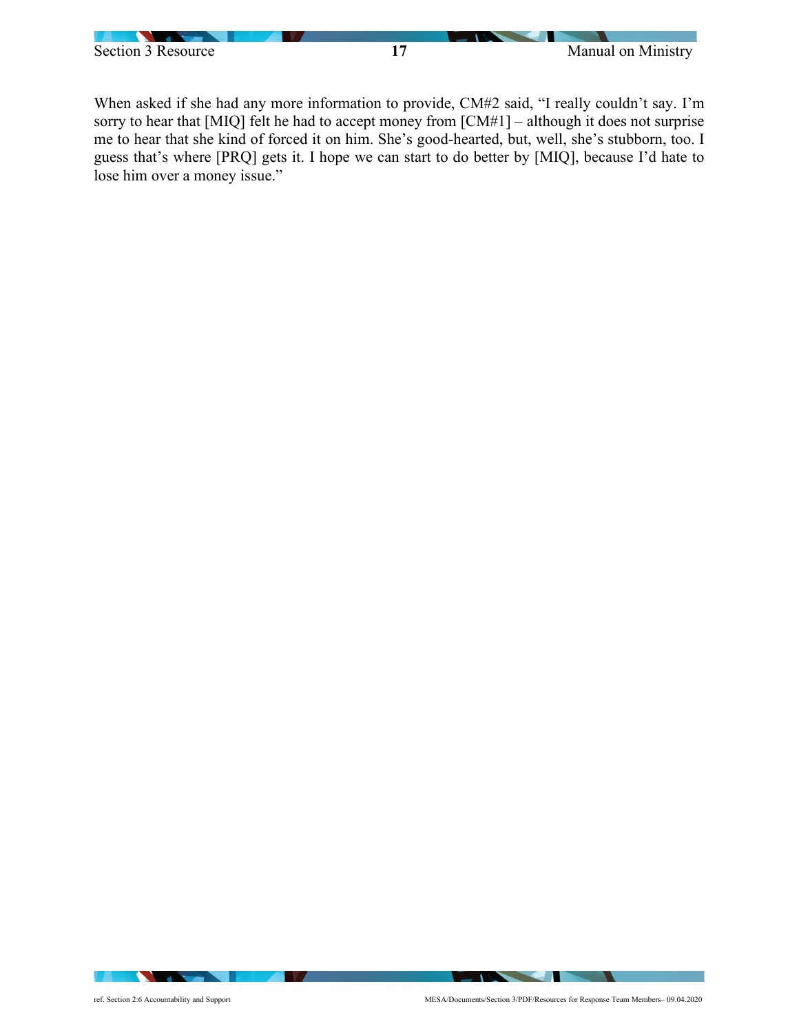When asked if she had any more information to provide, CM#2 said, "I really couldn't say. I'm sorry to hear that [MIQ] felt he had to accept money from [CM#1] – although it does not surprise me to hear that she kind of forced it on him. She's good-hearted, but, well, she's stubborn, too. I guess that's where [PRQ] gets it. I hope we can start to do better by [MIQ], because I'd hate to lose him over a money issue."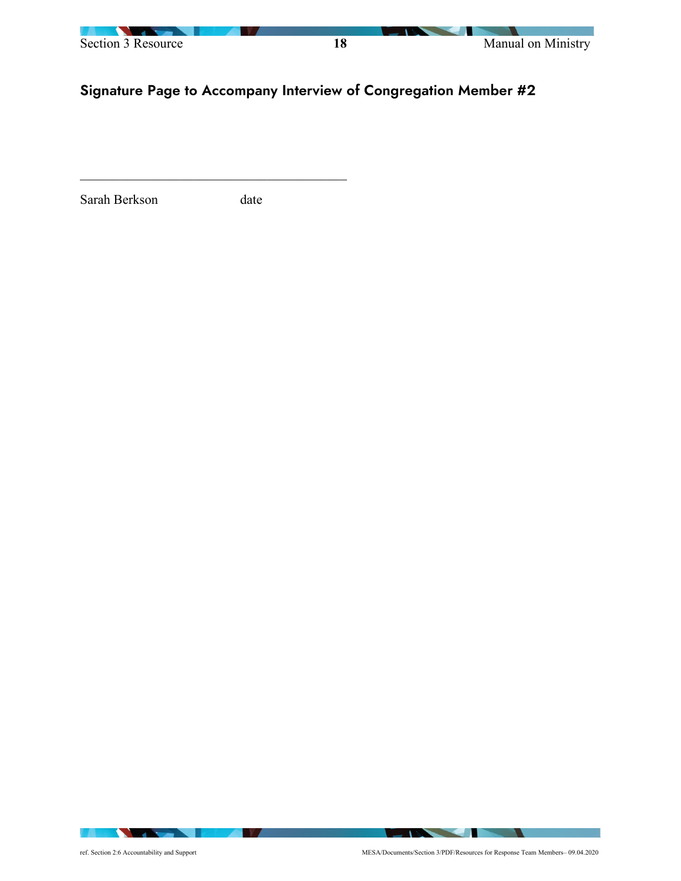## Signature Page to Accompany Interview of Congregation Member #2

\_\_\_\_\_\_\_\_\_\_\_\_\_\_\_\_\_\_\_\_\_\_\_\_\_\_\_\_\_\_\_\_\_\_\_\_\_\_\_\_\_\_\_\_

Sarah Berkson date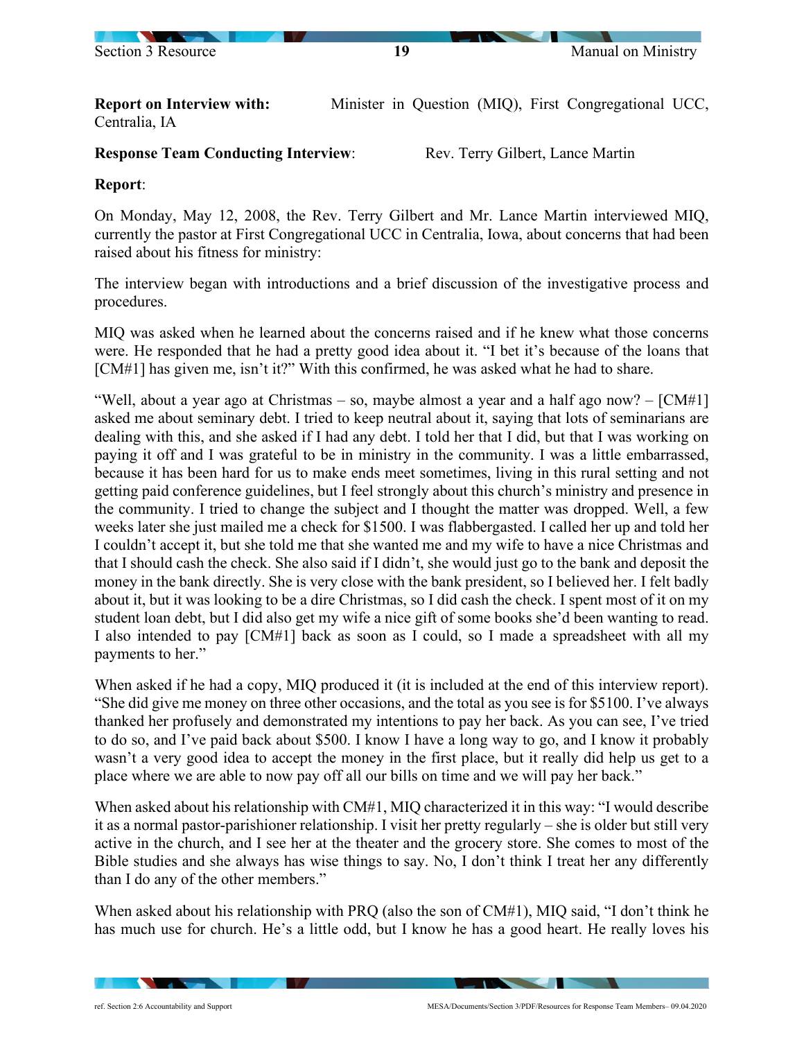**Report on Interview with:** Minister in Question (MIQ), First Congregational UCC, Centralia, IA

**Response Team Conducting Interview**: Rev. Terry Gilbert, Lance Martin

**Report**:

On Monday, May 12, 2008, the Rev. Terry Gilbert and Mr. Lance Martin interviewed MIQ, currently the pastor at First Congregational UCC in Centralia, Iowa, about concerns that had been raised about his fitness for ministry:

The interview began with introductions and a brief discussion of the investigative process and procedures.

MIQ was asked when he learned about the concerns raised and if he knew what those concerns were. He responded that he had a pretty good idea about it. "I bet it's because of the loans that [CM#1] has given me, isn't it?" With this confirmed, he was asked what he had to share.

"Well, about a year ago at Christmas – so, maybe almost a year and a half ago now? – [CM#1] asked me about seminary debt. I tried to keep neutral about it, saying that lots of seminarians are dealing with this, and she asked if I had any debt. I told her that I did, but that I was working on paying it off and I was grateful to be in ministry in the community. I was a little embarrassed, because it has been hard for us to make ends meet sometimes, living in this rural setting and not getting paid conference guidelines, but I feel strongly about this church's ministry and presence in the community. I tried to change the subject and I thought the matter was dropped. Well, a few weeks later she just mailed me a check for $1500. I was flabbergasted. I called her up and told her I couldn't accept it, but she told me that she wanted me and my wife to have a nice Christmas and that I should cash the check. She also said if I didn't, she would just go to the bank and deposit the money in the bank directly. She is very close with the bank president, so I believed her. I felt badly about it, but it was looking to be a dire Christmas, so I did cash the check. I spent most of it on my student loan debt, but I did also get my wife a nice gift of some books she'd been wanting to read. I also intended to pay [CM#1] back as soon as I could, so I made a spreadsheet with all my payments to her."

When asked if he had a copy, MIQ produced it (it is included at the end of this interview report). "She did give me money on three other occasions, and the total as you see is for $5100. I've always thanked her profusely and demonstrated my intentions to pay her back. As you can see, I've tried to do so, and I've paid back about $500. I know I have a long way to go, and I know it probably wasn't a very good idea to accept the money in the first place, but it really did help us get to a place where we are able to now pay off all our bills on time and we will pay her back."

When asked about his relationship with CM#1, MIQ characterized it in this way: "I would describe it as a normal pastor-parishioner relationship. I visit her pretty regularly – she is older but still very active in the church, and I see her at the theater and the grocery store. She comes to most of the Bible studies and she always has wise things to say. No, I don't think I treat her any differently than I do any of the other members."

When asked about his relationship with PRQ (also the son of CM#1), MIQ said, "I don't think he has much use for church. He's a little odd, but I know he has a good heart. He really loves his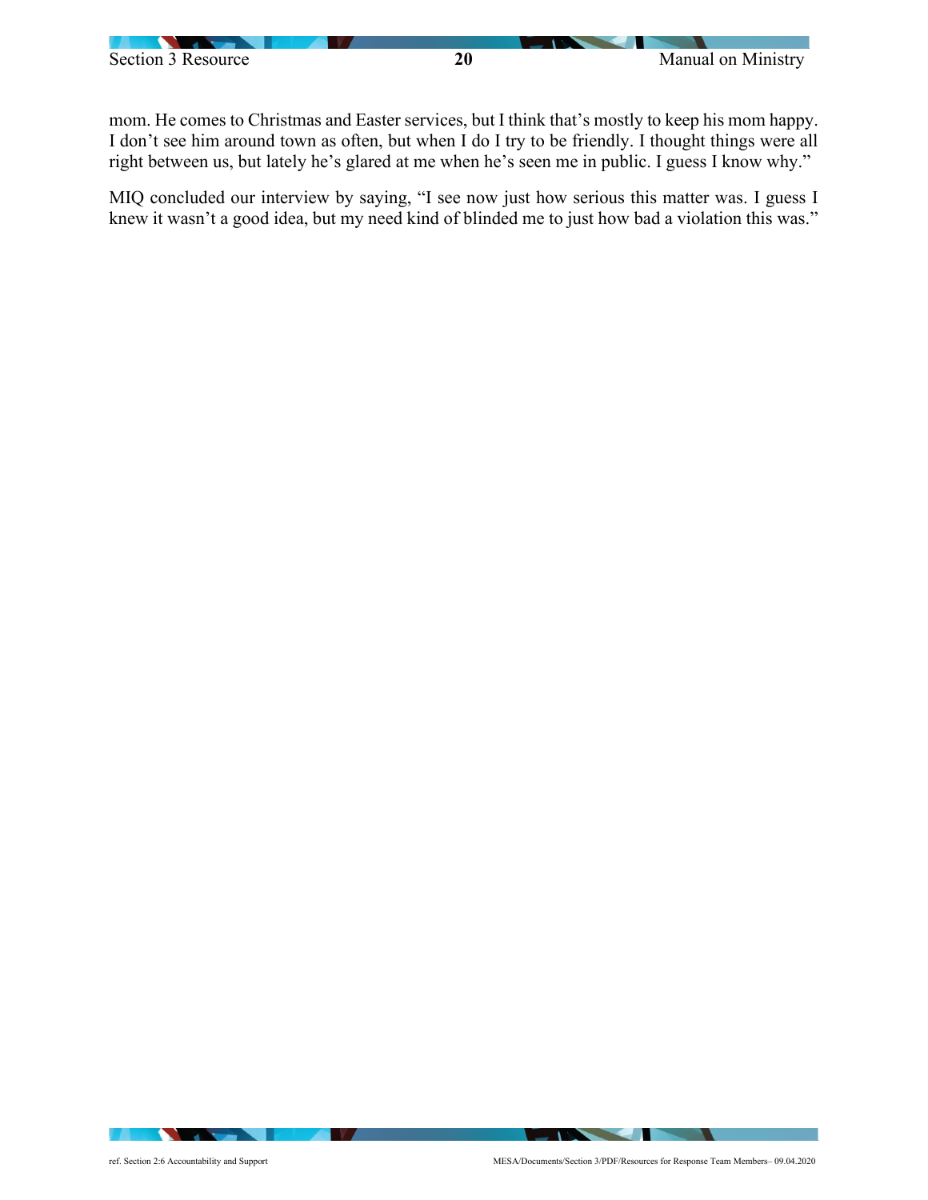mom. He comes to Christmas and Easter services, but I think that's mostly to keep his mom happy. I don't see him around town as often, but when I do I try to be friendly. I thought things were all right between us, but lately he's glared at me when he's seen me in public. I guess I know why."

MIQ concluded our interview by saying, "I see now just how serious this matter was. I guess I knew it wasn't a good idea, but my need kind of blinded me to just how bad a violation this was."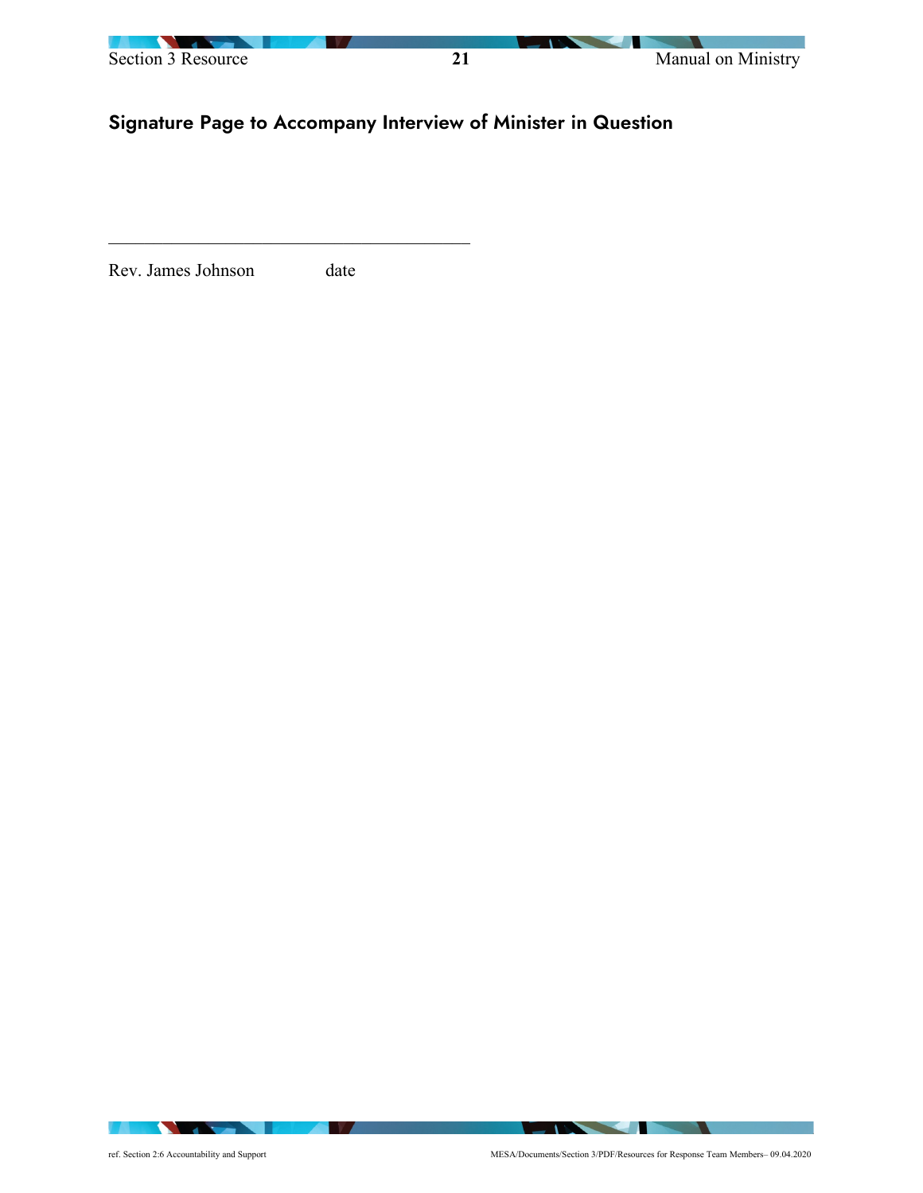## Signature Page to Accompany Interview of Minister in Question

\_\_\_\_\_\_\_\_\_\_\_\_\_\_\_\_\_\_\_\_\_\_\_\_\_\_\_\_\_\_\_\_\_\_\_\_\_\_\_\_\_\_\_\_

Rev. James Johnson date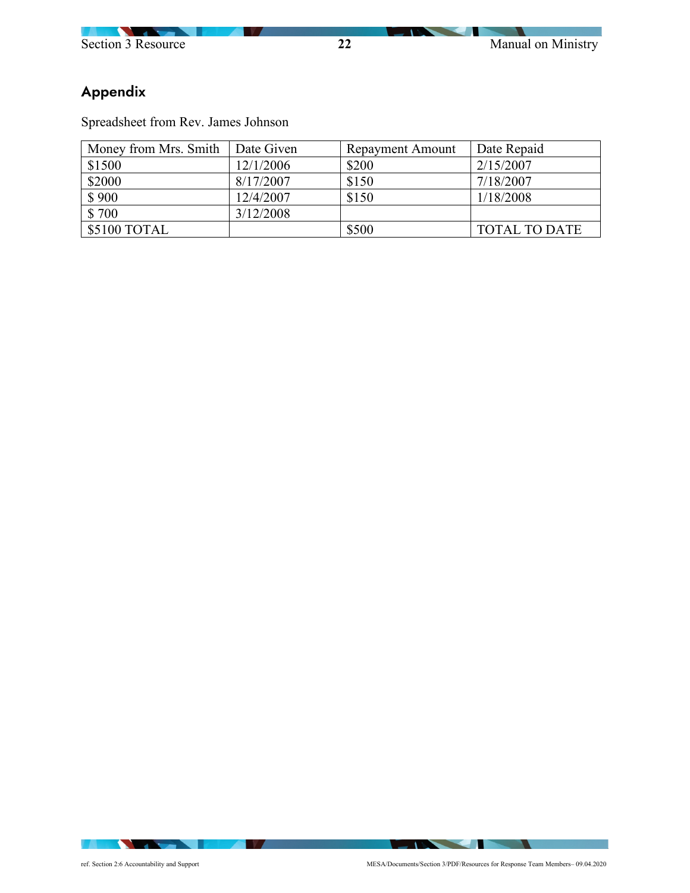## Appendix

Spreadsheet from Rev. James Johnson

| Money from Mrs. Smith | Date Given | Repayment Amount | Date Repaid |
|---|---|---|---|
| $1500 | 12/1/2006 | $200 | 2/15/2007 |
| $2000 | 8/17/2007 | $150 | 7/18/2007 |
| $ 900 | 12/4/2007 | $150 | 1/18/2008 |
| $ 700 | 3/12/2008 | | |
| $5100 TOTAL | | $500 | TOTAL TO DATE |